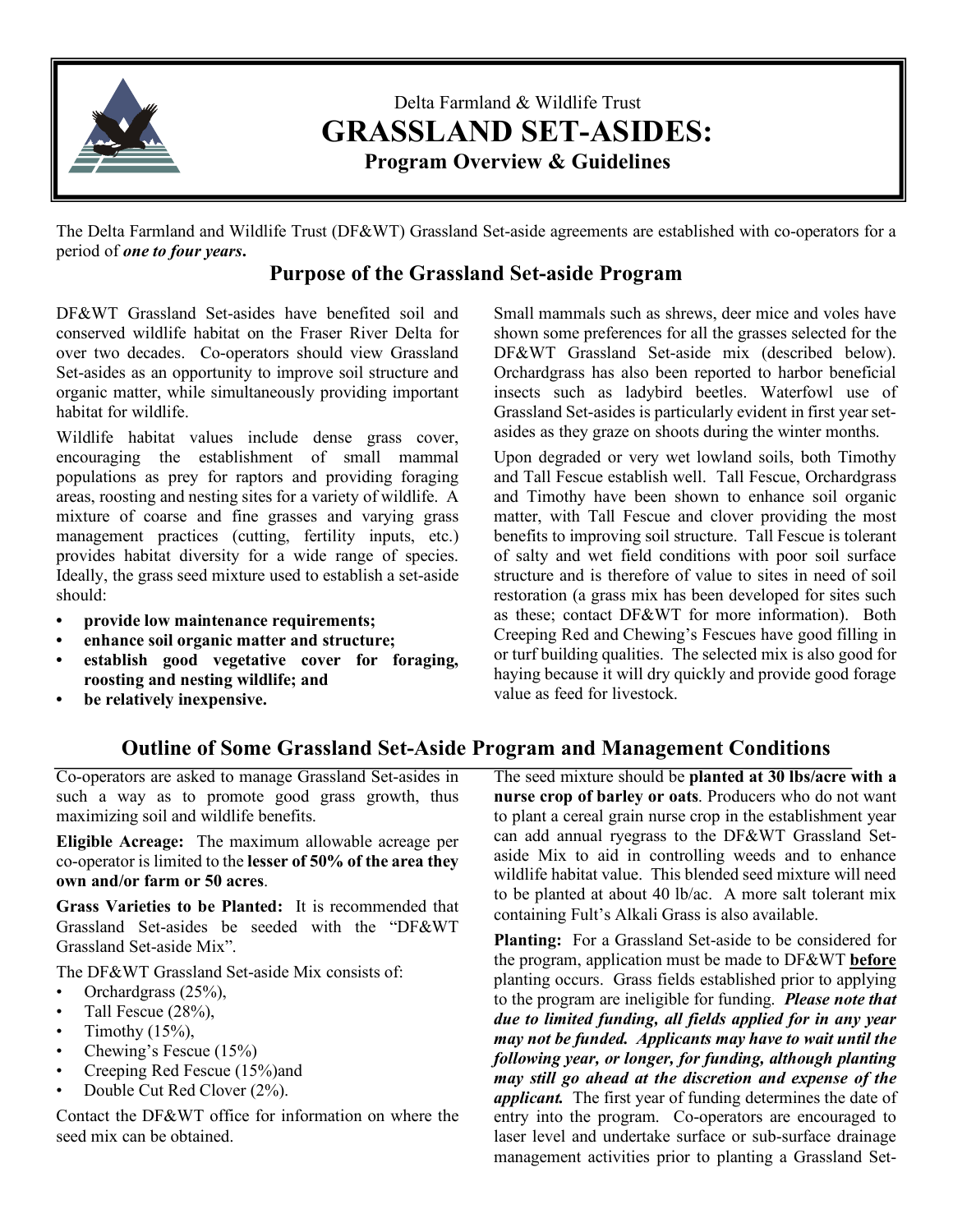Delta Farmland & Wildlife Trust

# GRASSLAND SET-ASIDES:

### Program Overview & Guidelines

The Delta Farmland and Wildlife Trust (DF&WT) Grassland Set-aside agreements are established with co-operators for a period of ***one to four years*.**

## Purpose of the Grassland Set-aside Program

DF&WT Grassland Set-asides have benefited soil and conserved wildlife habitat on the Fraser River Delta for over two decades. Co-operators should view Grassland Set-asides as an opportunity to improve soil structure and organic matter, while simultaneously providing important habitat for wildlife.

Wildlife habitat values include dense grass cover, encouraging the establishment of small mammal populations as prey for raptors and providing foraging areas, roosting and nesting sites for a variety of wildlife. A mixture of coarse and fine grasses and varying grass management practices (cutting, fertility inputs, etc.) provides habitat diversity for a wide range of species. Ideally, the grass seed mixture used to establish a set-aside should:

- **provide low maintenance requirements;**
- **enhance soil organic matter and structure;**
- **establish good vegetative cover for foraging, roosting and nesting wildlife; and**
- **be relatively inexpensive.**

Small mammals such as shrews, deer mice and voles have shown some preferences for all the grasses selected for the DF&WT Grassland Set-aside mix (described below). Orchardgrass has also been reported to harbor beneficial insects such as ladybird beetles. Waterfowl use of Grassland Set-asides is particularly evident in first year set-asides as they graze on shoots during the winter months.

Upon degraded or very wet lowland soils, both Timothy and Tall Fescue establish well. Tall Fescue, Orchardgrass and Timothy have been shown to enhance soil organic matter, with Tall Fescue and clover providing the most benefits to improving soil structure. Tall Fescue is tolerant of salty and wet field conditions with poor soil surface structure and is therefore of value to sites in need of soil restoration (a grass mix has been developed for sites such as these; contact DF&WT for more information). Both Creeping Red and Chewing's Fescues have good filling in or turf building qualities. The selected mix is also good for haying because it will dry quickly and provide good forage value as feed for livestock.

## Outline of Some Grassland Set-Aside Program and Management Conditions

Co-operators are asked to manage Grassland Set-asides in such a way as to promote good grass growth, thus maximizing soil and wildlife benefits.

**Eligible Acreage:** The maximum allowable acreage per co-operator is limited to the **lesser of 50% of the area they own and/or farm or 50 acres**.

**Grass Varieties to be Planted:** It is recommended that Grassland Set-asides be seeded with the "DF&WT Grassland Set-aside Mix".

The DF&WT Grassland Set-aside Mix consists of:

- Orchardgrass (25%),
- Tall Fescue (28%),
- Timothy (15%),
- Chewing's Fescue (15%)
- Creeping Red Fescue (15%)and
- Double Cut Red Clover (2%).

Contact the DF&WT office for information on where the seed mix can be obtained.

The seed mixture should be **planted at 30 lbs/acre with a nurse crop of barley or oats**. Producers who do not want to plant a cereal grain nurse crop in the establishment year can add annual ryegrass to the DF&WT Grassland Set-aside Mix to aid in controlling weeds and to enhance wildlife habitat value. This blended seed mixture will need to be planted at about 40 lb/ac. A more salt tolerant mix containing Fult's Alkali Grass is also available.

**Planting:** For a Grassland Set-aside to be considered for the program, application must be made to DF&WT **before** planting occurs. Grass fields established prior to applying to the program are ineligible for funding. ***Please note that due to limited funding, all fields applied for in any year may not be funded. Applicants may have to wait until the following year, or longer, for funding, although planting may still go ahead at the discretion and expense of the applicant.*** The first year of funding determines the date of entry into the program. Co-operators are encouraged to laser level and undertake surface or sub-surface drainage management activities prior to planting a Grassland Set-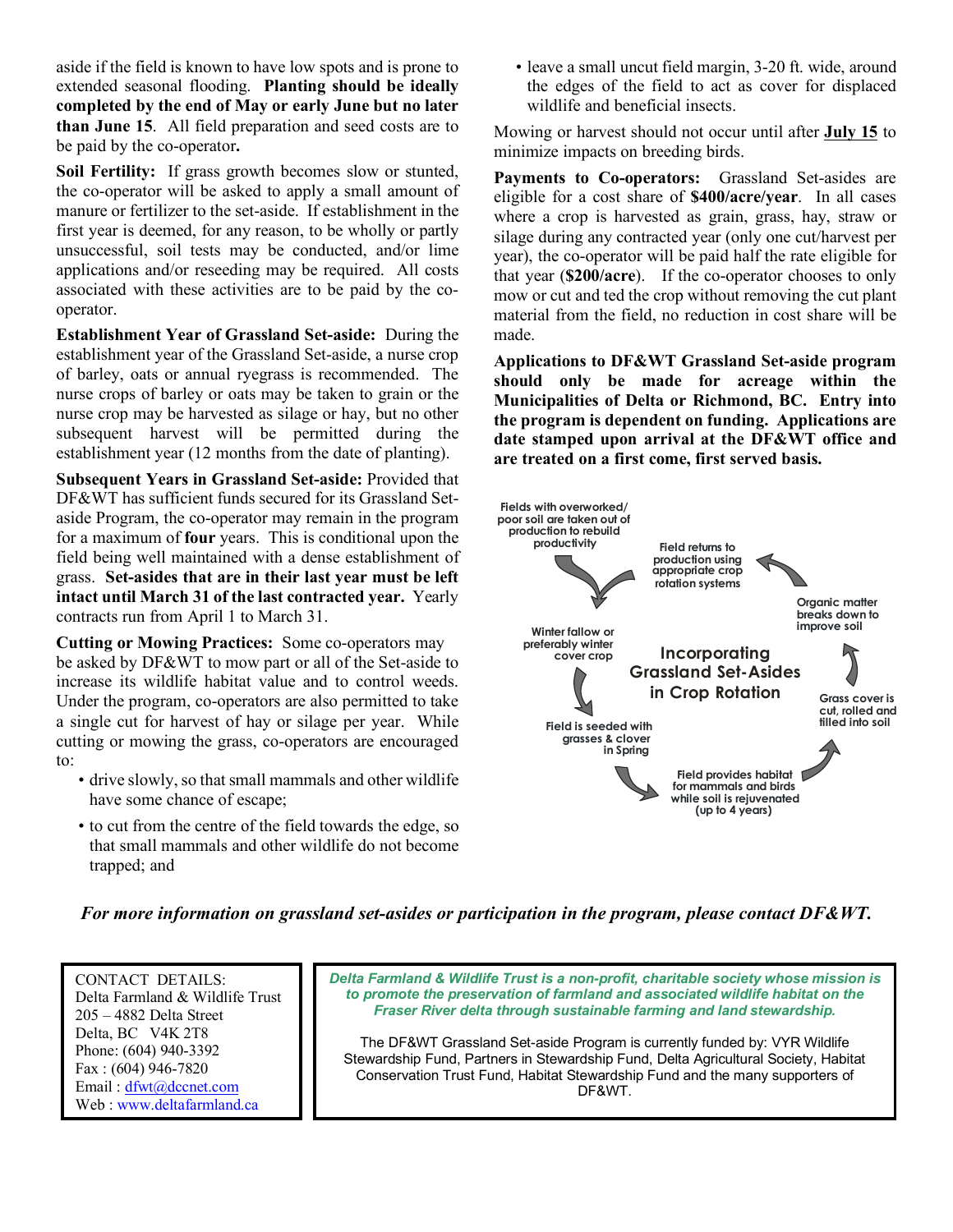aside if the field is known to have low spots and is prone to extended seasonal flooding. **Planting should be ideally completed by the end of May or early June but no later than June 15**. All field preparation and seed costs are to be paid by the co-operator**.**

**Soil Fertility:** If grass growth becomes slow or stunted, the co-operator will be asked to apply a small amount of manure or fertilizer to the set-aside. If establishment in the first year is deemed, for any reason, to be wholly or partly unsuccessful, soil tests may be conducted, and/or lime applications and/or reseeding may be required. All costs associated with these activities are to be paid by the co-operator.

**Establishment Year of Grassland Set-aside:** During the establishment year of the Grassland Set-aside, a nurse crop of barley, oats or annual ryegrass is recommended. The nurse crops of barley or oats may be taken to grain or the nurse crop may be harvested as silage or hay, but no other subsequent harvest will be permitted during the establishment year (12 months from the date of planting).

**Subsequent Years in Grassland Set-aside:** Provided that DF&WT has sufficient funds secured for its Grassland Set-aside Program, the co-operator may remain in the program for a maximum of **four** years. This is conditional upon the field being well maintained with a dense establishment of grass. **Set-asides that are in their last year must be left intact until March 31 of the last contracted year.** Yearly contracts run from April 1 to March 31.

**Cutting or Mowing Practices:** Some co-operators may be asked by DF&WT to mow part or all of the Set-aside to increase its wildlife habitat value and to control weeds. Under the program, co-operators are also permitted to take a single cut for harvest of hay or silage per year. While cutting or mowing the grass, co-operators are encouraged to:

- drive slowly, so that small mammals and other wildlife have some chance of escape;
- to cut from the centre of the field towards the edge, so that small mammals and other wildlife do not become trapped; and
- leave a small uncut field margin, 3-20 ft. wide, around the edges of the field to act as cover for displaced wildlife and beneficial insects.

Mowing or harvest should not occur until after **July 15** to minimize impacts on breeding birds.

**Payments to Co-operators:** Grassland Set-asides are eligible for a cost share of **$400/acre/year**. In all cases where a crop is harvested as grain, grass, hay, straw or silage during any contracted year (only one cut/harvest per year), the co-operator will be paid half the rate eligible for that year (**$200/acre**). If the co-operator chooses to only mow or cut and ted the crop without removing the cut plant material from the field, no reduction in cost share will be made.

**Applications to DF&WT Grassland Set-aside program should only be made for acreage within the Municipalities of Delta or Richmond, BC. Entry into the program is dependent on funding. Applications are date stamped upon arrival at the DF&WT office and are treated on a first come, first served basis.**

**Incorporating Grassland Set-Asides in Crop Rotation**

Fields with overworked/ poor soil are taken out of production to rebuild productivity

Winter fallow or preferably winter cover crop

Field is seeded with grasses & clover in Spring

Field provides habitat for mammals and birds while soil is rejuvenated (up to 4 years)

Grass cover is cut, rolled and tilled into soil

Organic matter breaks down to improve soil

Field returns to production using appropriate crop rotation systems

*For more information on grassland set-asides or participation in the program, please contact DF&WT.*

CONTACT DETAILS:
Delta Farmland & Wildlife Trust
205 – 4882 Delta Street
Delta, BC V4K 2T8
Phone: (604) 940-3392
Fax : (604) 946-7820
Email : dfwt@dccnet.com
Web : www.deltafarmland.ca

***Delta Farmland & Wildlife Trust is a non-profit, charitable society whose mission is to promote the preservation of farmland and associated wildlife habitat on the Fraser River delta through sustainable farming and land stewardship.***

The DF&WT Grassland Set-aside Program is currently funded by: VYR Wildlife Stewardship Fund, Partners in Stewardship Fund, Delta Agricultural Society, Habitat Conservation Trust Fund, Habitat Stewardship Fund and the many supporters of DF&WT.